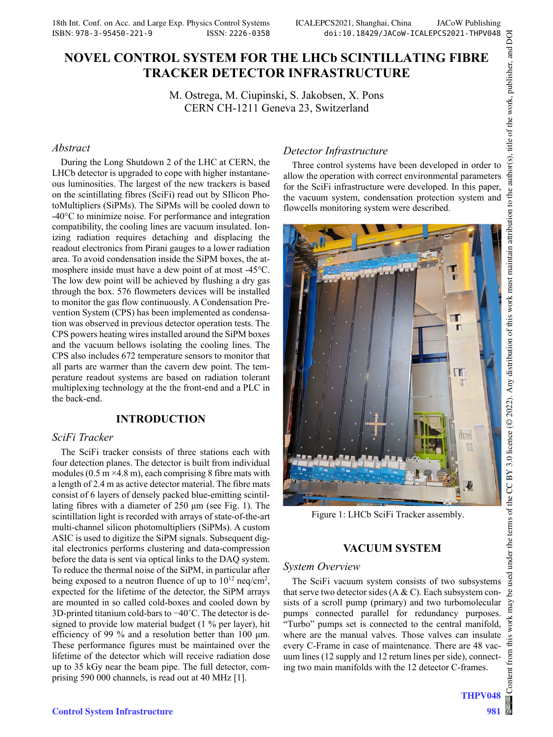# NOVEL CONTROL SYSTEM FOR THE LHCb SCINTILLATING FIBRE TRACKER DETECTOR INFRASTRUCTURE

M. Ostrega, M. Ciupinski, S. Jakobsen, X. Pons
CERN CH-1211 Geneva 23, Switzerland

### *Abstract*

During the Long Shutdown 2 of the LHC at CERN, the LHCb detector is upgraded to cope with higher instantaneous luminosities. The largest of the new trackers is based on the scintillating fibres (SciFi) read out by SIlicon PhotoMultipliers (SiPMs). The SiPMs will be cooled down to -40°C to minimize noise. For performance and integration compatibility, the cooling lines are vacuum insulated. Ionizing radiation requires detaching and displacing the readout electronics from Pirani gauges to a lower radiation area. To avoid condensation inside the SiPM boxes, the atmosphere inside must have a dew point of at most -45°C. The low dew point will be achieved by flushing a dry gas through the box. 576 flowmeters devices will be installed to monitor the gas flow continuously. A Condensation Prevention System (CPS) has been implemented as condensation was observed in previous detector operation tests. The CPS powers heating wires installed around the SiPM boxes and the vacuum bellows isolating the cooling lines. The CPS also includes 672 temperature sensors to monitor that all parts are warmer than the cavern dew point. The temperature readout systems are based on radiation tolerant multiplexing technology at the the front-end and a PLC in the back-end.

## INTRODUCTION

### *SciFi Tracker*

The SciFi tracker consists of three stations each with four detection planes. The detector is built from individual modules (0.5 m ×4.8 m), each comprising 8 fibre mats with a length of 2.4 m as active detector material. The fibre mats consist of 6 layers of densely packed blue-emitting scintillating fibres with a diameter of 250 µm (see Fig. 1). The scintillation light is recorded with arrays of state-of-the-art multi-channel silicon photomultipliers (SiPMs). A custom ASIC is used to digitize the SiPM signals. Subsequent digital electronics performs clustering and data-compression before the data is sent via optical links to the DAQ system. To reduce the thermal noise of the SiPM, in particular after being exposed to a neutron fluence of up to $10^{12}$ neq/cm$^2$, expected for the lifetime of the detector, the SiPM arrays are mounted in so called cold-boxes and cooled down by 3D-printed titanium cold-bars to −40˚C. The detector is designed to provide low material budget (1 % per layer), hit efficiency of 99 % and a resolution better than 100 µm. These performance figures must be maintained over the lifetime of the detector which will receive radiation dose up to 35 kGy near the beam pipe. The full detector, comprising 590 000 channels, is read out at 40 MHz [1].

### *Detector Infrastructure*

Three control systems have been developed in order to allow the operation with correct environmental parameters for the SciFi infrastructure were developed. In this paper, the vacuum system, condensation protection system and flowcells monitoring system were described.

Figure 1: LHCb SciFi Tracker assembly.

## VACUUM SYSTEM

### *System Overview*

The SciFi vacuum system consists of two subsystems that serve two detector sides (A & C). Each subsystem consists of a scroll pump (primary) and two turbomolecular pumps connected parallel for redundancy purposes. "Turbo" pumps set is connected to the central manifold, where are the manual valves. Those valves can insulate every C-Frame in case of maintenance. There are 48 vacuum lines (12 supply and 12 return lines per side), connecting two main manifolds with the 12 detector C-frames.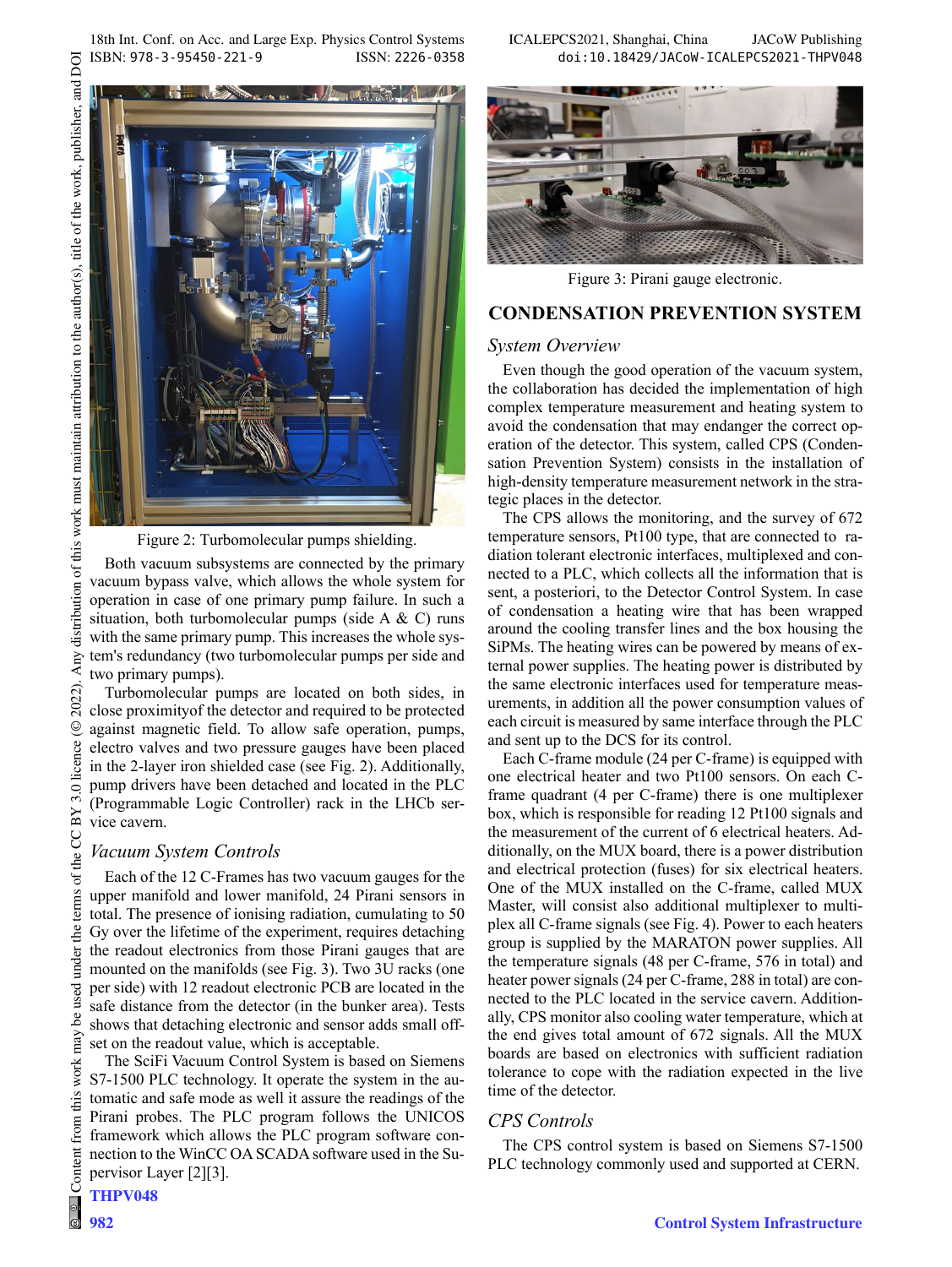Figure 2: Turbomolecular pumps shielding.

Both vacuum subsystems are connected by the primary vacuum bypass valve, which allows the whole system for operation in case of one primary pump failure. In such a situation, both turbomolecular pumps (side A & C) runs with the same primary pump. This increases the whole system's redundancy (two turbomolecular pumps per side and two primary pumps).

Turbomolecular pumps are located on both sides, in close proximityof the detector and required to be protected against magnetic field. To allow safe operation, pumps, electro valves and two pressure gauges have been placed in the 2-layer iron shielded case (see Fig. 2). Additionally, pump drivers have been detached and located in the PLC (Programmable Logic Controller) rack in the LHCb service cavern.

### *Vacuum System Controls*

Each of the 12 C-Frames has two vacuum gauges for the upper manifold and lower manifold, 24 Pirani sensors in total. The presence of ionising radiation, cumulating to 50 Gy over the lifetime of the experiment, requires detaching the readout electronics from those Pirani gauges that are mounted on the manifolds (see Fig. 3). Two 3U racks (one per side) with 12 readout electronic PCB are located in the safe distance from the detector (in the bunker area). Tests shows that detaching electronic and sensor adds small offset on the readout value, which is acceptable.

The SciFi Vacuum Control System is based on Siemens S7-1500 PLC technology. It operate the system in the automatic and safe mode as well it assure the readings of the Pirani probes. The PLC program follows the UNICOS framework which allows the PLC program software connection to the WinCC OA SCADA software used in the Supervisor Layer [2][3].

Figure 3: Pirani gauge electronic.

## CONDENSATION PREVENTION SYSTEM

### *System Overview*

Even though the good operation of the vacuum system, the collaboration has decided the implementation of high complex temperature measurement and heating system to avoid the condensation that may endanger the correct operation of the detector. This system, called CPS (Condensation Prevention System) consists in the installation of high-density temperature measurement network in the strategic places in the detector.

The CPS allows the monitoring, and the survey of 672 temperature sensors, Pt100 type, that are connected to radiation tolerant electronic interfaces, multiplexed and connected to a PLC, which collects all the information that is sent, a posteriori, to the Detector Control System. In case of condensation a heating wire that has been wrapped around the cooling transfer lines and the box housing the SiPMs. The heating wires can be powered by means of external power supplies. The heating power is distributed by the same electronic interfaces used for temperature measurements, in addition all the power consumption values of each circuit is measured by same interface through the PLC and sent up to the DCS for its control.

Each C-frame module (24 per C-frame) is equipped with one electrical heater and two Pt100 sensors. On each C-frame quadrant (4 per C-frame) there is one multiplexer box, which is responsible for reading 12 Pt100 signals and the measurement of the current of 6 electrical heaters. Additionally, on the MUX board, there is a power distribution and electrical protection (fuses) for six electrical heaters. One of the MUX installed on the C-frame, called MUX Master, will consist also additional multiplexer to multiplex all C-frame signals (see Fig. 4). Power to each heaters group is supplied by the MARATON power supplies. All the temperature signals (48 per C-frame, 576 in total) and heater power signals (24 per C-frame, 288 in total) are connected to the PLC located in the service cavern. Additionally, CPS monitor also cooling water temperature, which at the end gives total amount of 672 signals. All the MUX boards are based on electronics with sufficient radiation tolerance to cope with the radiation expected in the live time of the detector.

### *CPS Controls*

The CPS control system is based on Siemens S7-1500 PLC technology commonly used and supported at CERN.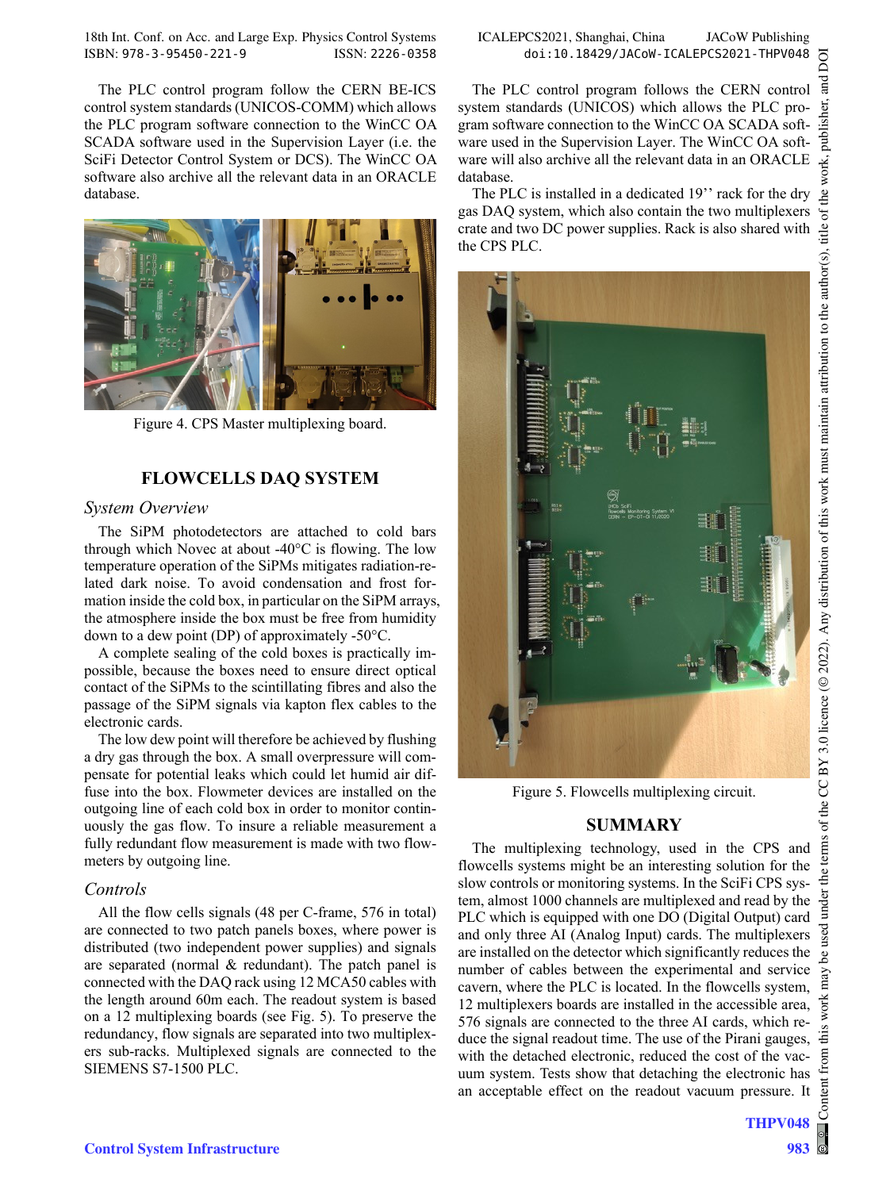The PLC control program follow the CERN BE-ICS control system standards (UNICOS-COMM) which allows the PLC program software connection to the WinCC OA SCADA software used in the Supervision Layer (i.e. the SciFi Detector Control System or DCS). The WinCC OA software also archive all the relevant data in an ORACLE database.

Figure 4. CPS Master multiplexing board.

## FLOWCELLS DAQ SYSTEM

### *System Overview*

The SiPM photodetectors are attached to cold bars through which Novec at about -40°C is flowing. The low temperature operation of the SiPMs mitigates radiation-related dark noise. To avoid condensation and frost formation inside the cold box, in particular on the SiPM arrays, the atmosphere inside the box must be free from humidity down to a dew point (DP) of approximately -50°C.

A complete sealing of the cold boxes is practically impossible, because the boxes need to ensure direct optical contact of the SiPMs to the scintillating fibres and also the passage of the SiPM signals via kapton flex cables to the electronic cards.

The low dew point will therefore be achieved by flushing a dry gas through the box. A small overpressure will compensate for potential leaks which could let humid air diffuse into the box. Flowmeter devices are installed on the outgoing line of each cold box in order to monitor continuously the gas flow. To insure a reliable measurement a fully redundant flow measurement is made with two flowmeters by outgoing line.

### *Controls*

All the flow cells signals (48 per C-frame, 576 in total) are connected to two patch panels boxes, where power is distributed (two independent power supplies) and signals are separated (normal & redundant). The patch panel is connected with the DAQ rack using 12 MCA50 cables with the length around 60m each. The readout system is based on a 12 multiplexing boards (see Fig. 5). To preserve the redundancy, flow signals are separated into two multiplexers sub-racks. Multiplexed signals are connected to the SIEMENS S7-1500 PLC.

The PLC control program follows the CERN control system standards (UNICOS) which allows the PLC program software connection to the WinCC OA SCADA software used in the Supervision Layer. The WinCC OA software will also archive all the relevant data in an ORACLE database.

The PLC is installed in a dedicated 19'' rack for the dry gas DAQ system, which also contain the two multiplexers crate and two DC power supplies. Rack is also shared with the CPS PLC.

Figure 5. Flowcells multiplexing circuit.

## SUMMARY

The multiplexing technology, used in the CPS and flowcells systems might be an interesting solution for the slow controls or monitoring systems. In the SciFi CPS system, almost 1000 channels are multiplexed and read by the PLC which is equipped with one DO (Digital Output) card and only three AI (Analog Input) cards. The multiplexers are installed on the detector which significantly reduces the number of cables between the experimental and service cavern, where the PLC is located. In the flowcells system, 12 multiplexers boards are installed in the accessible area, 576 signals are connected to the three AI cards, which reduce the signal readout time. The use of the Pirani gauges, with the detached electronic, reduced the cost of the vacuum system. Tests show that detaching the electronic has an acceptable effect on the readout vacuum pressure. It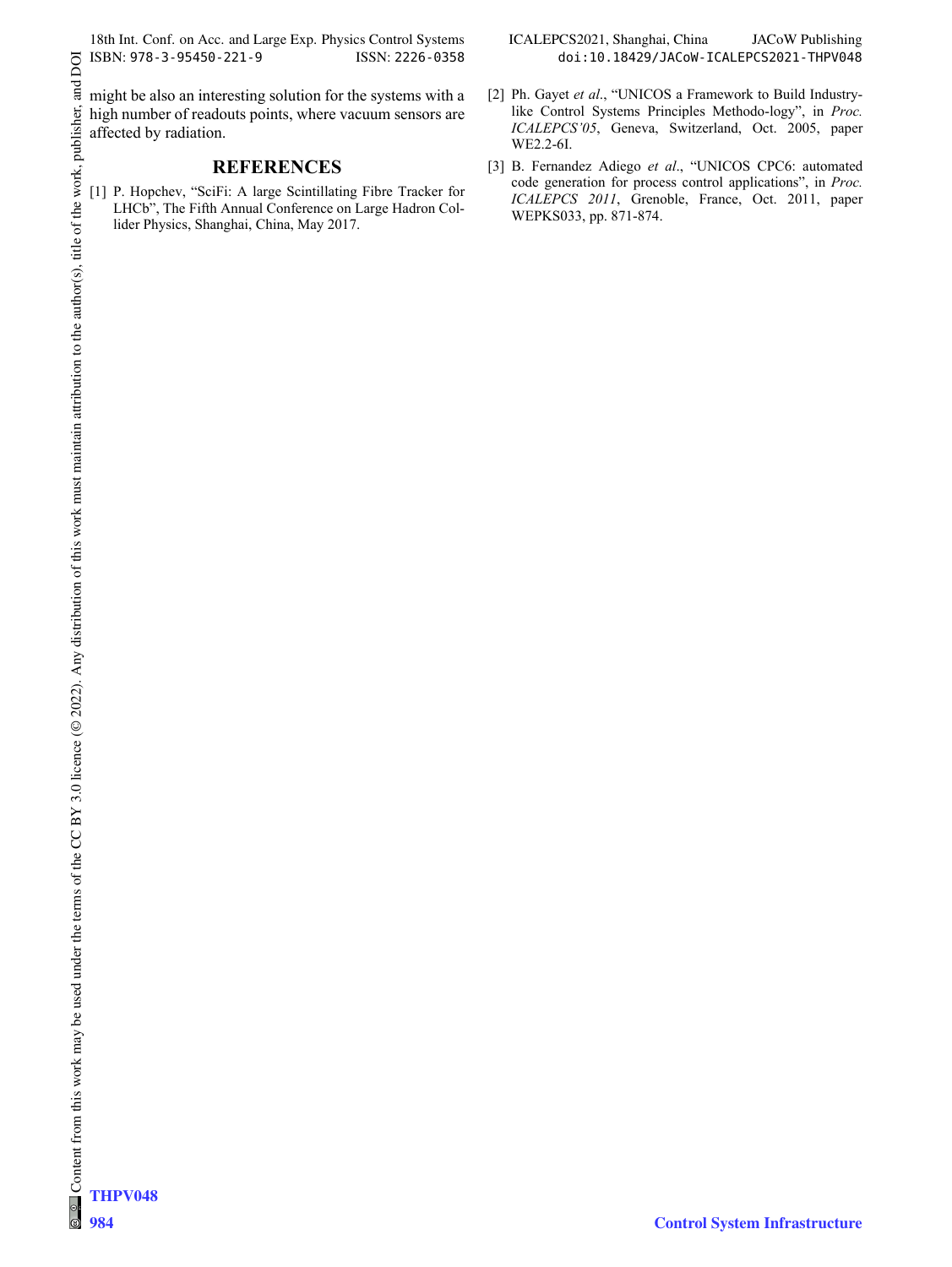might be also an interesting solution for the systems with a high number of readouts points, where vacuum sensors are affected by radiation.

## REFERENCES

[1] P. Hopchev, “SciFi: A large Scintillating Fibre Tracker for LHCb”, The Fifth Annual Conference on Large Hadron Collider Physics, Shanghai, China, May 2017.

[2] Ph. Gayet *et al*., “UNICOS a Framework to Build Industry-like Control Systems Principles Methodo-logy”, in *Proc. ICALEPCS'05*, Geneva, Switzerland, Oct. 2005, paper WE2.2-6I.

[3] B. Fernandez Adiego *et al*., “UNICOS CPC6: automated code generation for process control applications”, in *Proc. ICALEPCS 2011*, Grenoble, France, Oct. 2011, paper WEPKS033, pp. 871-874.